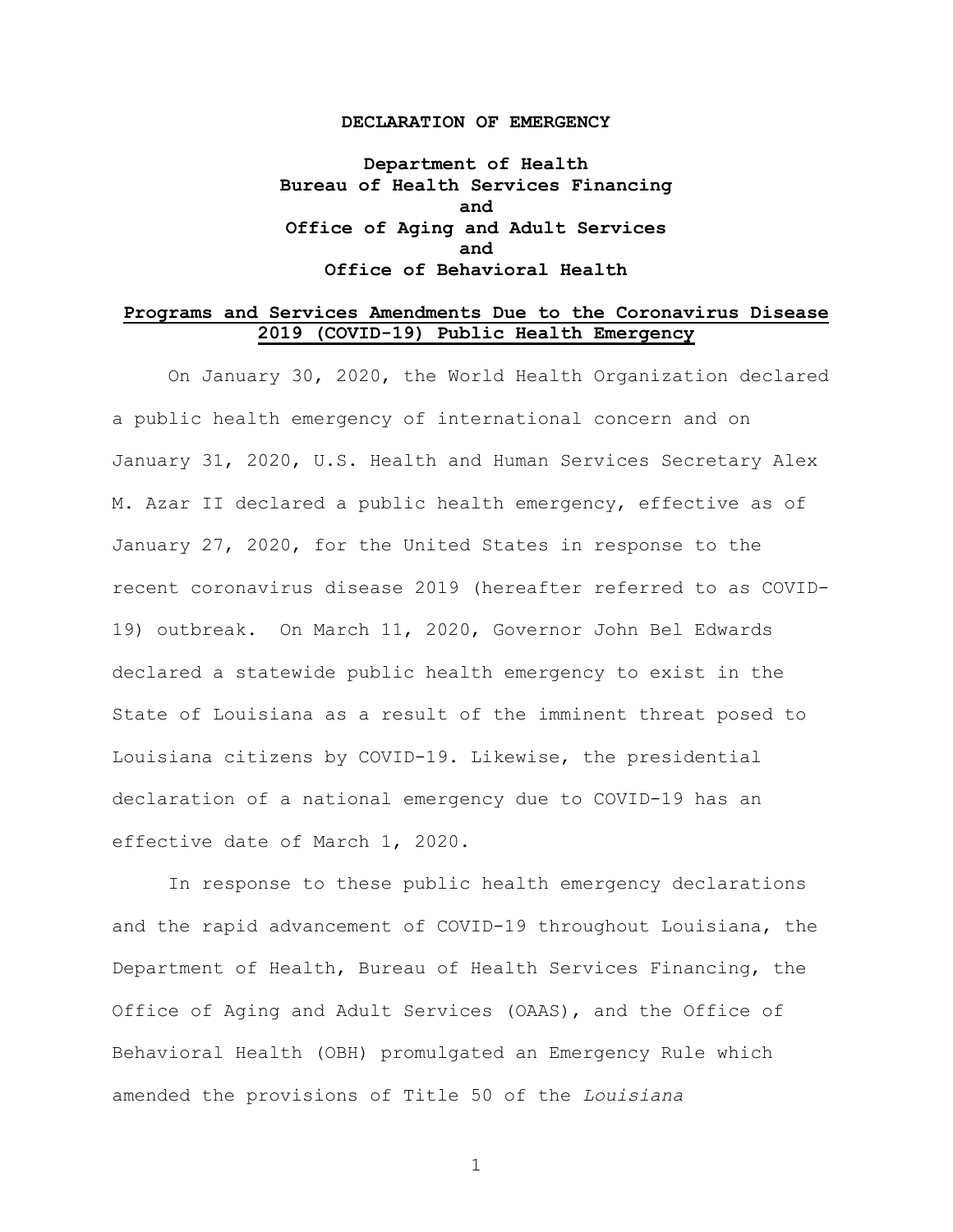**DECLARATION OF EMERGENCY**

**Department of Health**
**Bureau of Health Services Financing**
**and**
**Office of Aging and Adult Services**
**and**
**Office of Behavioral Health**

## Programs and Services Amendments Due to the Coronavirus Disease 2019 (COVID-19) Public Health Emergency

On January 30, 2020, the World Health Organization declared a public health emergency of international concern and on January 31, 2020, U.S. Health and Human Services Secretary Alex M. Azar II declared a public health emergency, effective as of January 27, 2020, for the United States in response to the recent coronavirus disease 2019 (hereafter referred to as COVID-19) outbreak. On March 11, 2020, Governor John Bel Edwards declared a statewide public health emergency to exist in the State of Louisiana as a result of the imminent threat posed to Louisiana citizens by COVID-19. Likewise, the presidential declaration of a national emergency due to COVID-19 has an effective date of March 1, 2020.

In response to these public health emergency declarations and the rapid advancement of COVID-19 throughout Louisiana, the Department of Health, Bureau of Health Services Financing, the Office of Aging and Adult Services (OAAS), and the Office of Behavioral Health (OBH) promulgated an Emergency Rule which amended the provisions of Title 50 of the *Louisiana*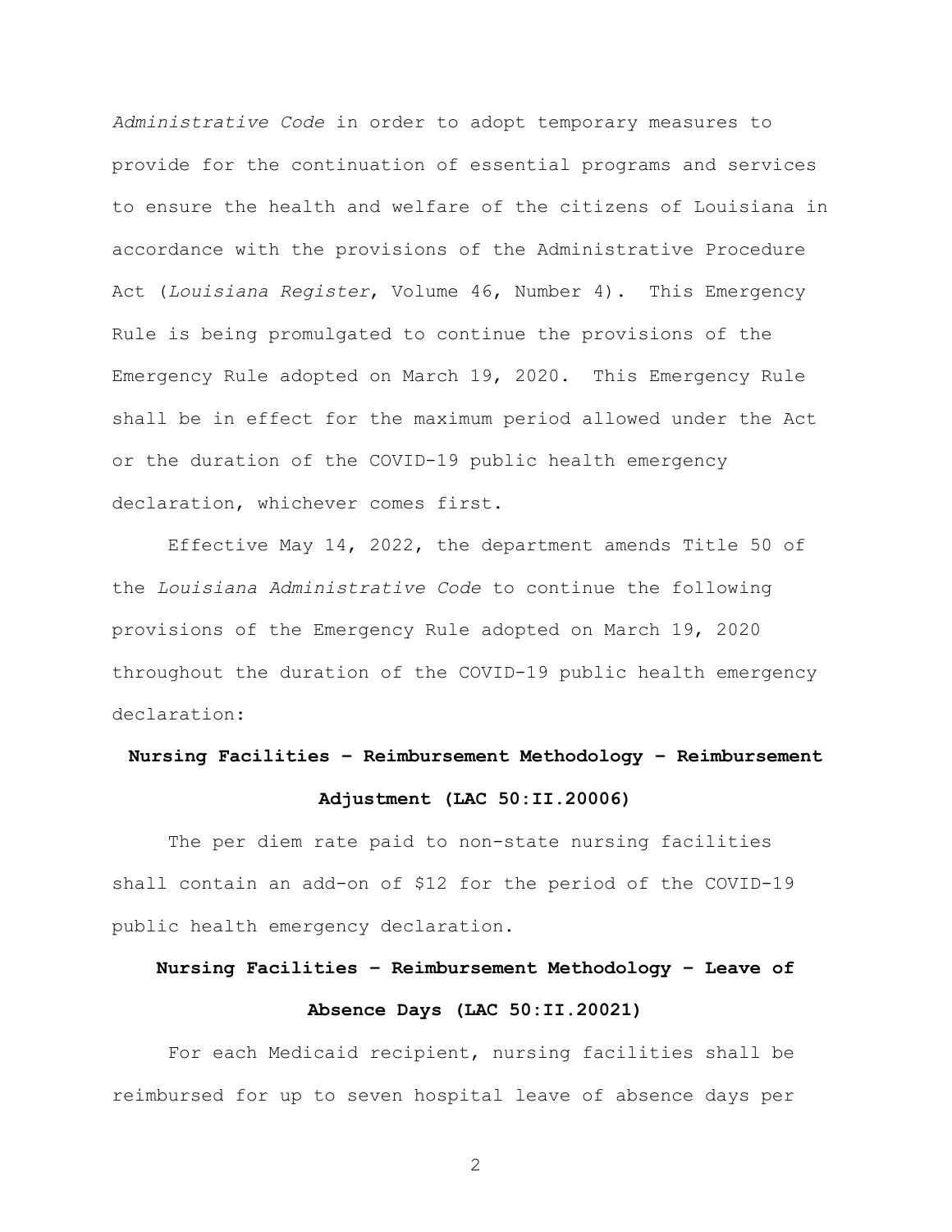*Administrative Code* in order to adopt temporary measures to provide for the continuation of essential programs and services to ensure the health and welfare of the citizens of Louisiana in accordance with the provisions of the Administrative Procedure Act (*Louisiana Register*, Volume 46, Number 4). This Emergency Rule is being promulgated to continue the provisions of the Emergency Rule adopted on March 19, 2020. This Emergency Rule shall be in effect for the maximum period allowed under the Act or the duration of the COVID-19 public health emergency declaration, whichever comes first.

Effective May 14, 2022, the department amends Title 50 of the *Louisiana Administrative Code* to continue the following provisions of the Emergency Rule adopted on March 19, 2020 throughout the duration of the COVID-19 public health emergency declaration:

**Nursing Facilities – Reimbursement Methodology – Reimbursement Adjustment (LAC 50:II.20006)**

The per diem rate paid to non-state nursing facilities shall contain an add-on of $12 for the period of the COVID-19 public health emergency declaration.

**Nursing Facilities – Reimbursement Methodology – Leave of Absence Days (LAC 50:II.20021)**

For each Medicaid recipient, nursing facilities shall be reimbursed for up to seven hospital leave of absence days per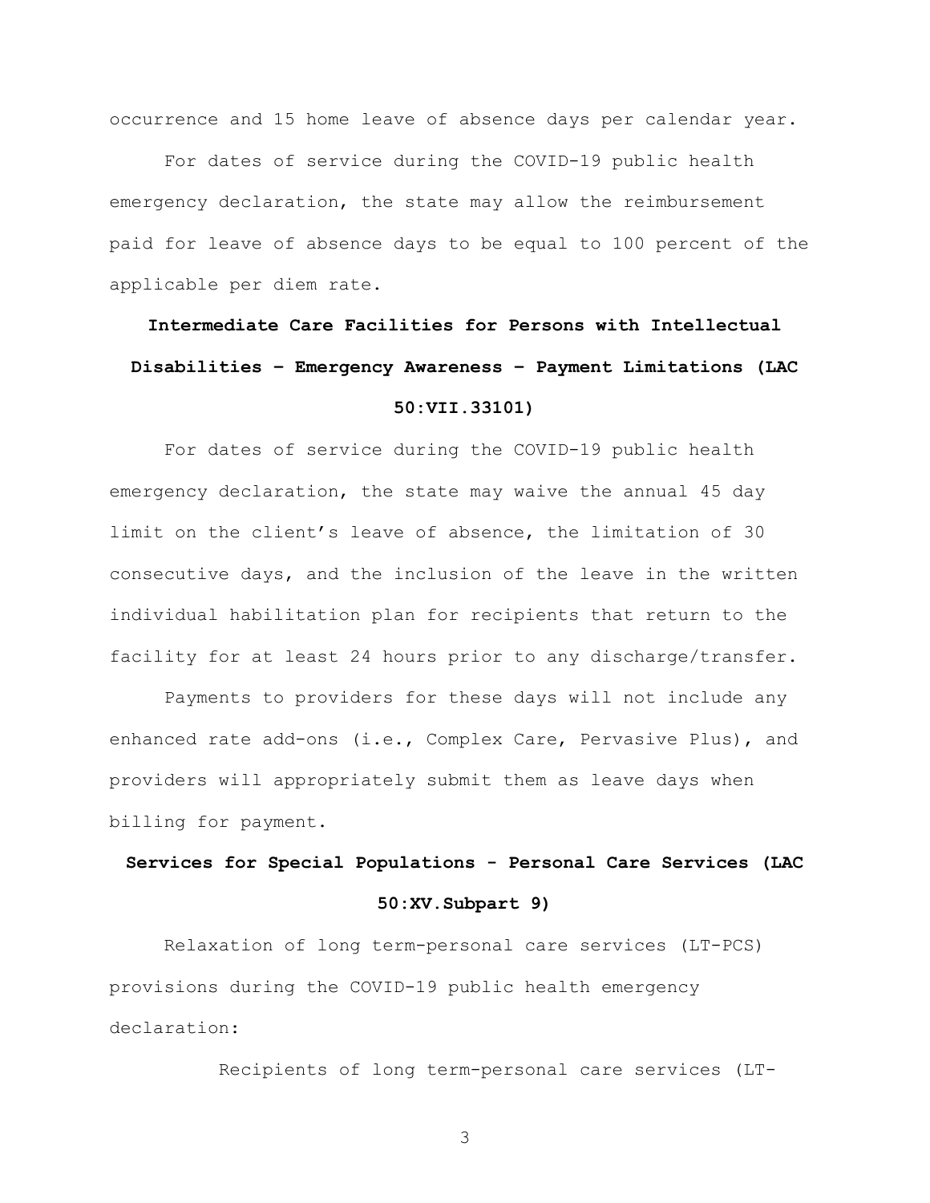occurrence and 15 home leave of absence days per calendar year.

For dates of service during the COVID-19 public health emergency declaration, the state may allow the reimbursement paid for leave of absence days to be equal to 100 percent of the applicable per diem rate.

**Intermediate Care Facilities for Persons with Intellectual Disabilities – Emergency Awareness – Payment Limitations (LAC 50:VII.33101)**

For dates of service during the COVID-19 public health emergency declaration, the state may waive the annual 45 day limit on the client's leave of absence, the limitation of 30 consecutive days, and the inclusion of the leave in the written individual habilitation plan for recipients that return to the facility for at least 24 hours prior to any discharge/transfer.

Payments to providers for these days will not include any enhanced rate add-ons (i.e., Complex Care, Pervasive Plus), and providers will appropriately submit them as leave days when billing for payment.

**Services for Special Populations - Personal Care Services (LAC 50:XV.Subpart 9)**

Relaxation of long term-personal care services (LT-PCS) provisions during the COVID-19 public health emergency declaration:

Recipients of long term-personal care services (LT-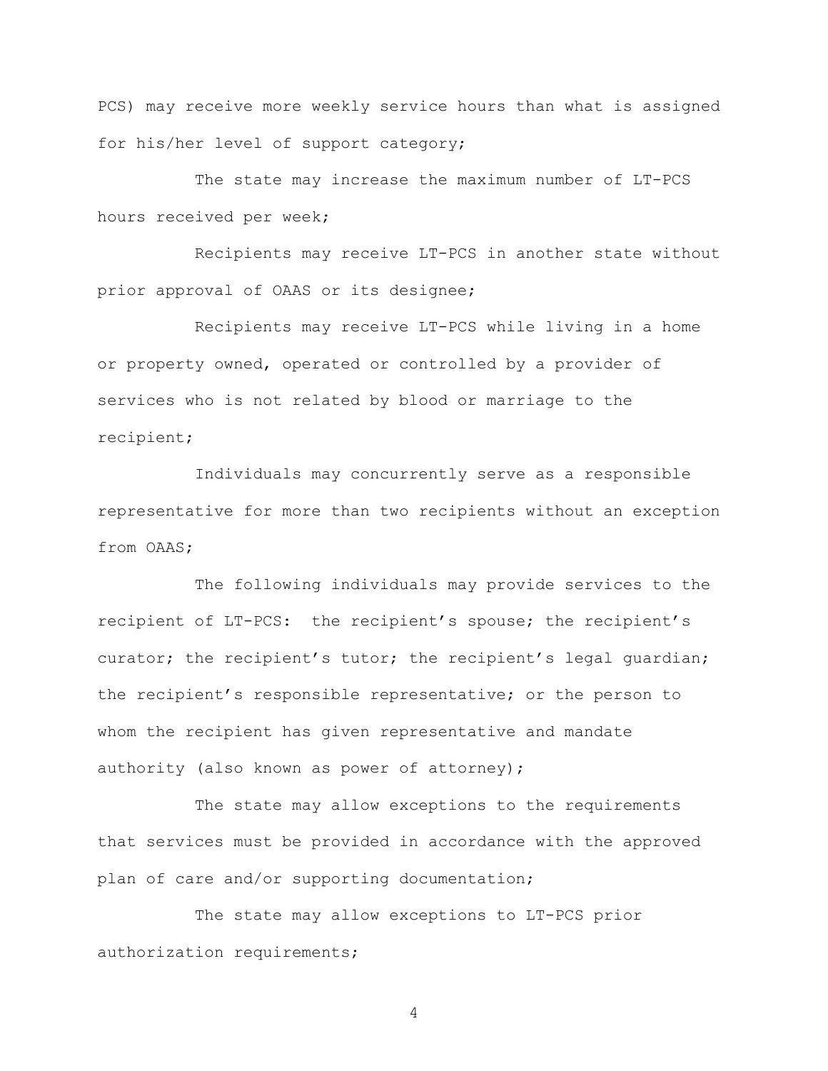PCS) may receive more weekly service hours than what is assigned for his/her level of support category;

The state may increase the maximum number of LT-PCS hours received per week;

Recipients may receive LT-PCS in another state without prior approval of OAAS or its designee;

Recipients may receive LT-PCS while living in a home or property owned, operated or controlled by a provider of services who is not related by blood or marriage to the recipient;

Individuals may concurrently serve as a responsible representative for more than two recipients without an exception from OAAS;

The following individuals may provide services to the recipient of LT-PCS: the recipient's spouse; the recipient's curator; the recipient's tutor; the recipient's legal guardian; the recipient's responsible representative; or the person to whom the recipient has given representative and mandate authority (also known as power of attorney);

The state may allow exceptions to the requirements that services must be provided in accordance with the approved plan of care and/or supporting documentation;

The state may allow exceptions to LT-PCS prior authorization requirements;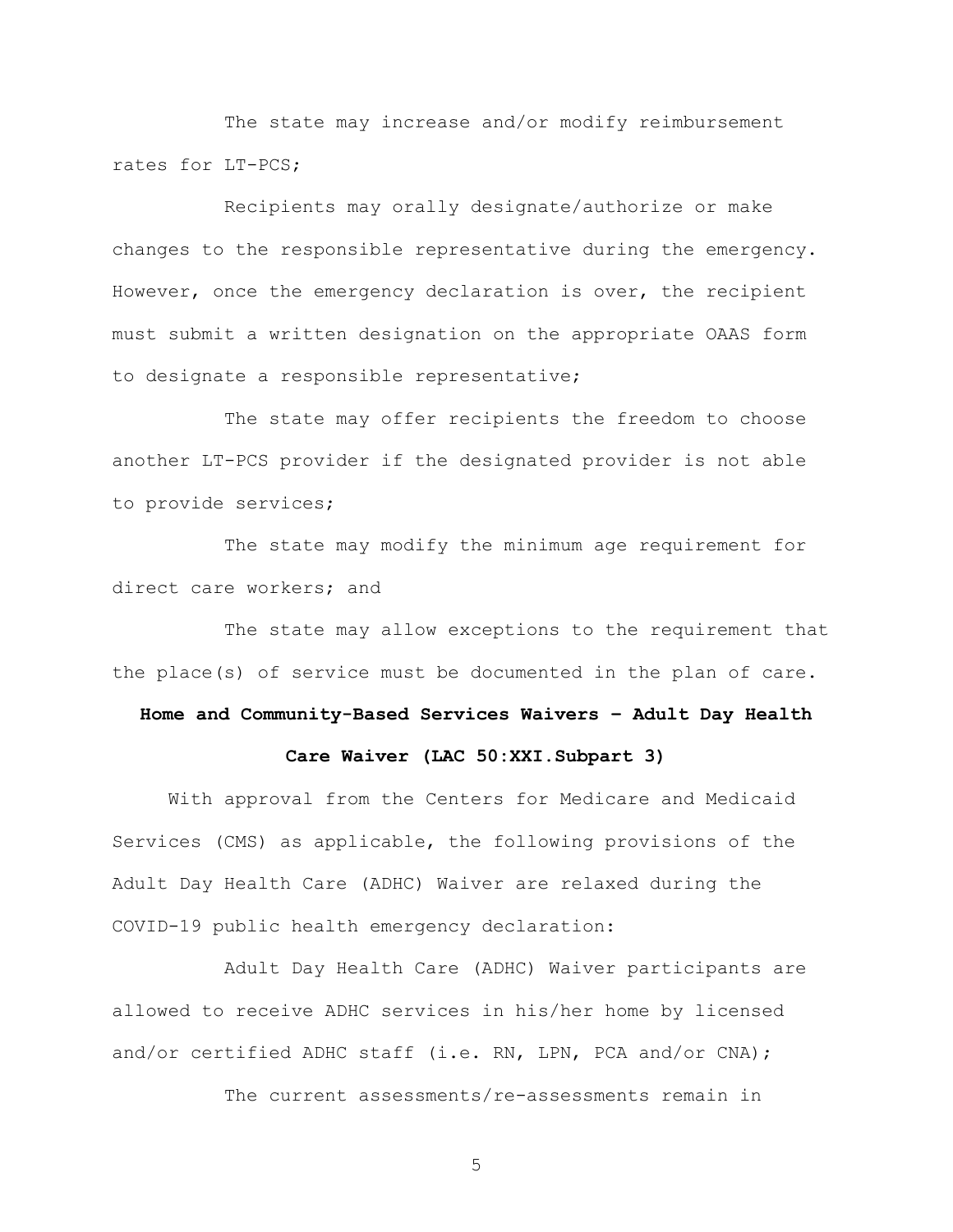The state may increase and/or modify reimbursement rates for LT-PCS;

Recipients may orally designate/authorize or make changes to the responsible representative during the emergency. However, once the emergency declaration is over, the recipient must submit a written designation on the appropriate OAAS form to designate a responsible representative;

The state may offer recipients the freedom to choose another LT-PCS provider if the designated provider is not able to provide services;

The state may modify the minimum age requirement for direct care workers; and

The state may allow exceptions to the requirement that the place(s) of service must be documented in the plan of care.

**Home and Community-Based Services Waivers – Adult Day Health Care Waiver (LAC 50:XXI.Subpart 3)**

With approval from the Centers for Medicare and Medicaid Services (CMS) as applicable, the following provisions of the Adult Day Health Care (ADHC) Waiver are relaxed during the COVID-19 public health emergency declaration:

Adult Day Health Care (ADHC) Waiver participants are allowed to receive ADHC services in his/her home by licensed and/or certified ADHC staff (i.e. RN, LPN, PCA and/or CNA);

The current assessments/re-assessments remain in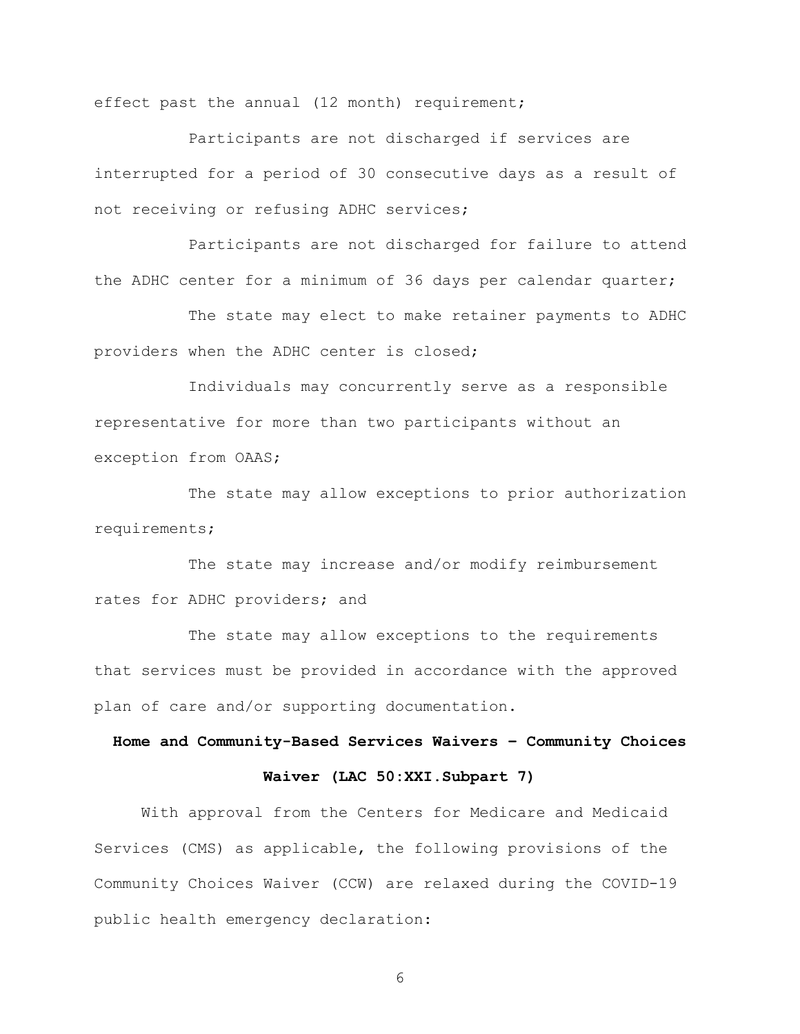effect past the annual (12 month) requirement;

Participants are not discharged if services are interrupted for a period of 30 consecutive days as a result of not receiving or refusing ADHC services;

Participants are not discharged for failure to attend the ADHC center for a minimum of 36 days per calendar quarter;

The state may elect to make retainer payments to ADHC providers when the ADHC center is closed;

Individuals may concurrently serve as a responsible representative for more than two participants without an exception from OAAS;

The state may allow exceptions to prior authorization requirements;

The state may increase and/or modify reimbursement rates for ADHC providers; and

The state may allow exceptions to the requirements that services must be provided in accordance with the approved plan of care and/or supporting documentation.

**Home and Community-Based Services Waivers – Community Choices Waiver (LAC 50:XXI.Subpart 7)**

With approval from the Centers for Medicare and Medicaid Services (CMS) as applicable, the following provisions of the Community Choices Waiver (CCW) are relaxed during the COVID-19 public health emergency declaration: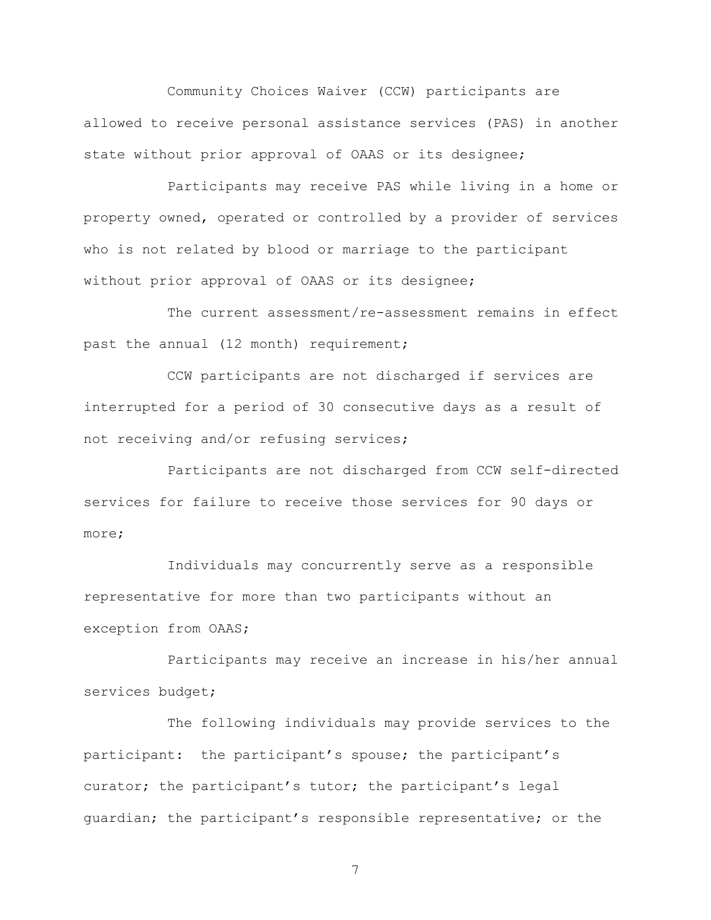Community Choices Waiver (CCW) participants are allowed to receive personal assistance services (PAS) in another state without prior approval of OAAS or its designee;

Participants may receive PAS while living in a home or property owned, operated or controlled by a provider of services who is not related by blood or marriage to the participant without prior approval of OAAS or its designee;

The current assessment/re-assessment remains in effect past the annual (12 month) requirement;

CCW participants are not discharged if services are interrupted for a period of 30 consecutive days as a result of not receiving and/or refusing services;

Participants are not discharged from CCW self-directed services for failure to receive those services for 90 days or more;

Individuals may concurrently serve as a responsible representative for more than two participants without an exception from OAAS;

Participants may receive an increase in his/her annual services budget;

The following individuals may provide services to the participant: the participant's spouse; the participant's curator; the participant's tutor; the participant's legal guardian; the participant's responsible representative; or the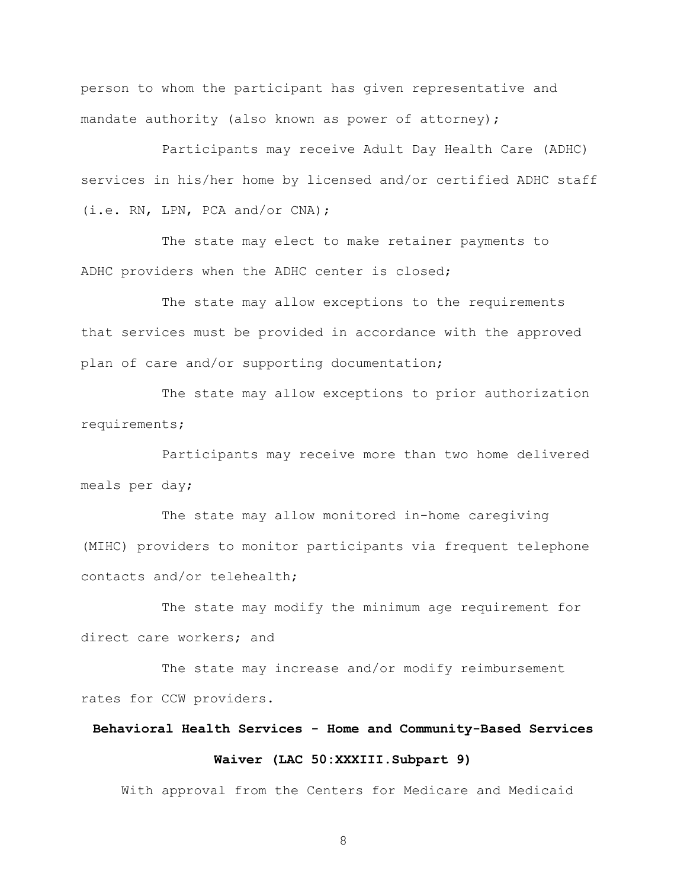person to whom the participant has given representative and mandate authority (also known as power of attorney);

Participants may receive Adult Day Health Care (ADHC) services in his/her home by licensed and/or certified ADHC staff (i.e. RN, LPN, PCA and/or CNA);

The state may elect to make retainer payments to ADHC providers when the ADHC center is closed;

The state may allow exceptions to the requirements that services must be provided in accordance with the approved plan of care and/or supporting documentation;

The state may allow exceptions to prior authorization requirements;

Participants may receive more than two home delivered meals per day;

The state may allow monitored in-home caregiving (MIHC) providers to monitor participants via frequent telephone contacts and/or telehealth;

The state may modify the minimum age requirement for direct care workers; and

The state may increase and/or modify reimbursement rates for CCW providers.

**Behavioral Health Services - Home and Community-Based Services Waiver (LAC 50:XXXIII.Subpart 9)**

With approval from the Centers for Medicare and Medicaid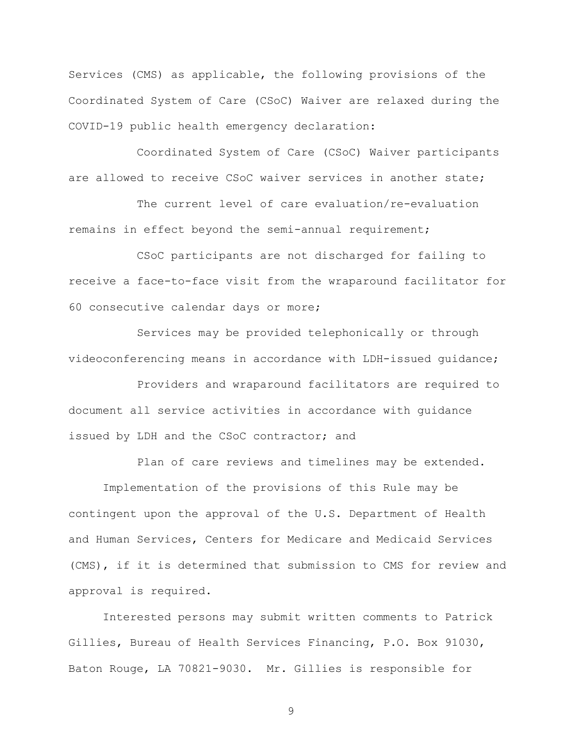Services (CMS) as applicable, the following provisions of the Coordinated System of Care (CSoC) Waiver are relaxed during the COVID-19 public health emergency declaration:

Coordinated System of Care (CSoC) Waiver participants are allowed to receive CSoC waiver services in another state;

The current level of care evaluation/re-evaluation remains in effect beyond the semi-annual requirement;

CSoC participants are not discharged for failing to receive a face-to-face visit from the wraparound facilitator for 60 consecutive calendar days or more;

Services may be provided telephonically or through videoconferencing means in accordance with LDH-issued guidance;

Providers and wraparound facilitators are required to document all service activities in accordance with guidance issued by LDH and the CSoC contractor; and

Plan of care reviews and timelines may be extended.

Implementation of the provisions of this Rule may be contingent upon the approval of the U.S. Department of Health and Human Services, Centers for Medicare and Medicaid Services (CMS), if it is determined that submission to CMS for review and approval is required.

Interested persons may submit written comments to Patrick Gillies, Bureau of Health Services Financing, P.O. Box 91030, Baton Rouge, LA 70821-9030. Mr. Gillies is responsible for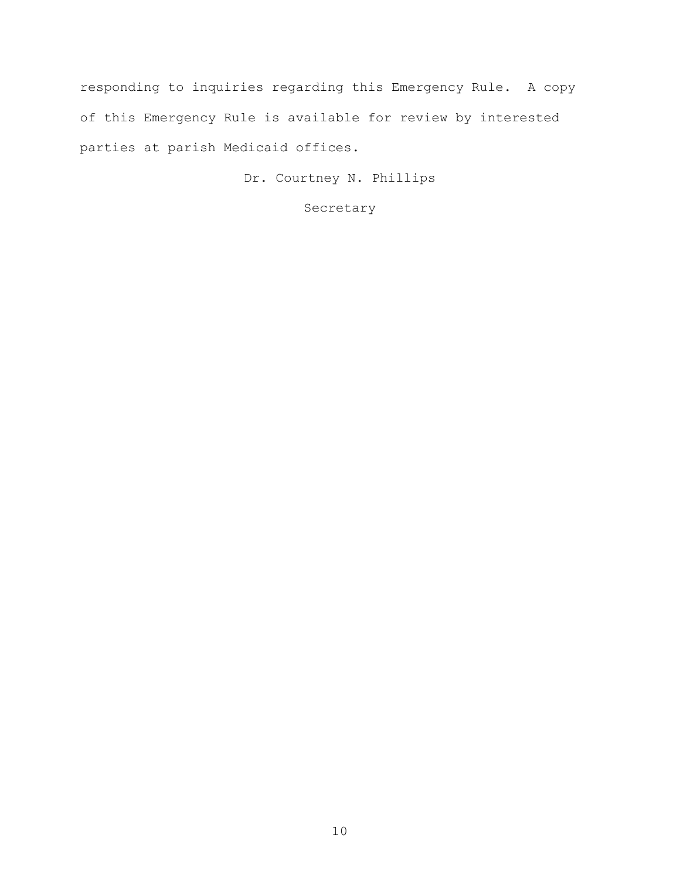responding to inquiries regarding this Emergency Rule. A copy of this Emergency Rule is available for review by interested parties at parish Medicaid offices.

Dr. Courtney N. Phillips

Secretary